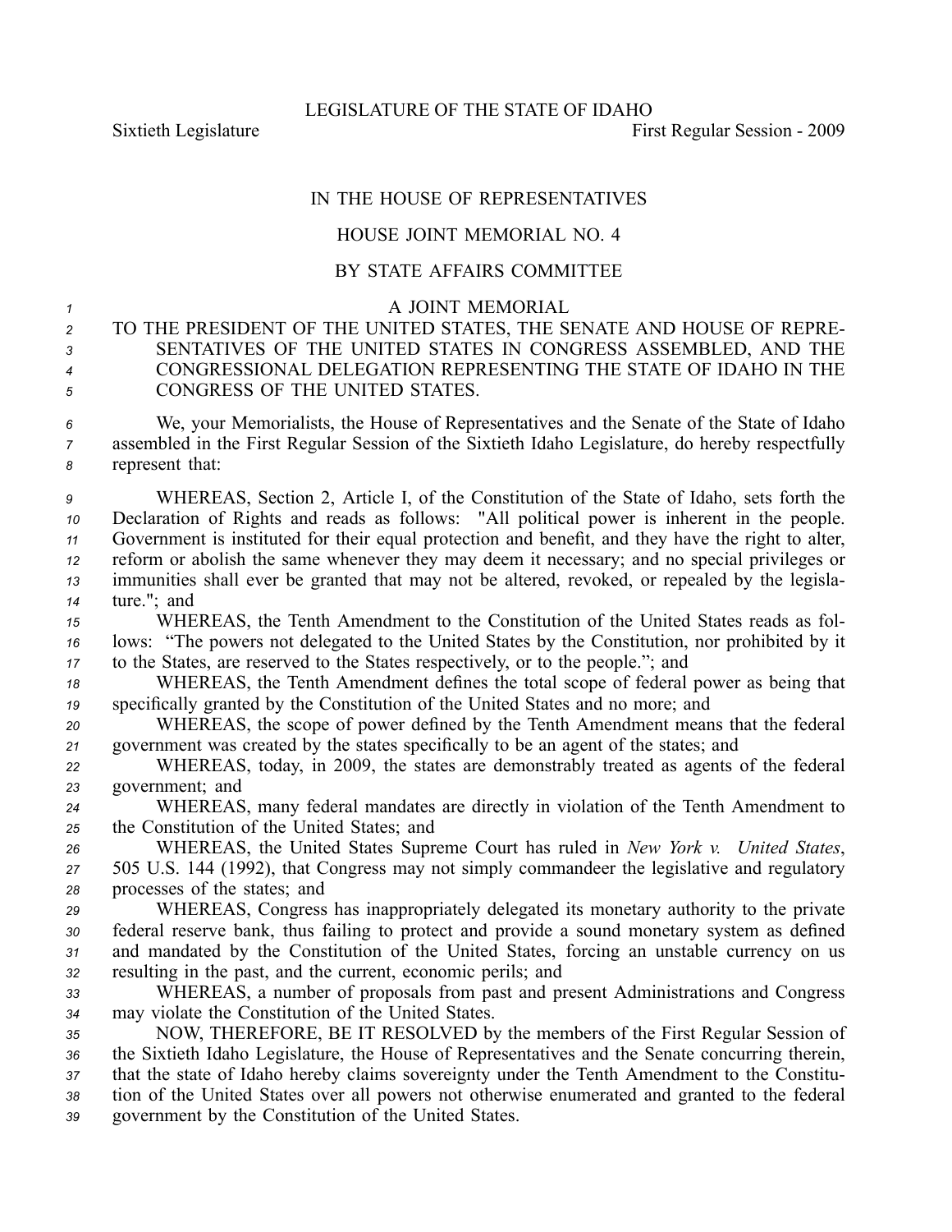LEGISLATURE OF THE STATE OF IDAHO

Sixtieth Legislature First Regular Session - 2009

# IN THE HOUSE OF REPRESENTATIVES

## HOUSE JOINT MEMORIAL NO. 4

### BY STATE AFFAIRS COMMITTEE

A JOINT MEMORIAL

TO THE PRESIDENT OF THE UNITED STATES, THE SENATE AND HOUSE OF REPRESENTATIVES OF THE UNITED STATES IN CONGRESS ASSEMBLED, AND THE CONGRESSIONAL DELEGATION REPRESENTING THE STATE OF IDAHO IN THE CONGRESS OF THE UNITED STATES.

We, your Memorialists, the House of Representatives and the Senate of the State of Idaho assembled in the First Regular Session of the Sixtieth Idaho Legislature, do hereby respectfully represent that:

WHEREAS, Section 2, Article I, of the Constitution of the State of Idaho, sets forth the Declaration of Rights and reads as follows: "All political power is inherent in the people. Government is instituted for their equal protection and benefit, and they have the right to alter, reform or abolish the same whenever they may deem it necessary; and no special privileges or immunities shall ever be granted that may not be altered, revoked, or repealed by the legislature."; and

WHEREAS, the Tenth Amendment to the Constitution of the United States reads as follows: "The powers not delegated to the United States by the Constitution, nor prohibited by it to the States, are reserved to the States respectively, or to the people."; and

WHEREAS, the Tenth Amendment defines the total scope of federal power as being that specifically granted by the Constitution of the United States and no more; and

WHEREAS, the scope of power defined by the Tenth Amendment means that the federal government was created by the states specifically to be an agent of the states; and

WHEREAS, today, in 2009, the states are demonstrably treated as agents of the federal government; and

WHEREAS, many federal mandates are directly in violation of the Tenth Amendment to the Constitution of the United States; and

WHEREAS, the United States Supreme Court has ruled in *New York v. United States*, 505 U.S. 144 (1992), that Congress may not simply commandeer the legislative and regulatory processes of the states; and

WHEREAS, Congress has inappropriately delegated its monetary authority to the private federal reserve bank, thus failing to protect and provide a sound monetary system as defined and mandated by the Constitution of the United States, forcing an unstable currency on us resulting in the past, and the current, economic perils; and

WHEREAS, a number of proposals from past and present Administrations and Congress may violate the Constitution of the United States.

NOW, THEREFORE, BE IT RESOLVED by the members of the First Regular Session of the Sixtieth Idaho Legislature, the House of Representatives and the Senate concurring therein, that the state of Idaho hereby claims sovereignty under the Tenth Amendment to the Constitution of the United States over all powers not otherwise enumerated and granted to the federal government by the Constitution of the United States.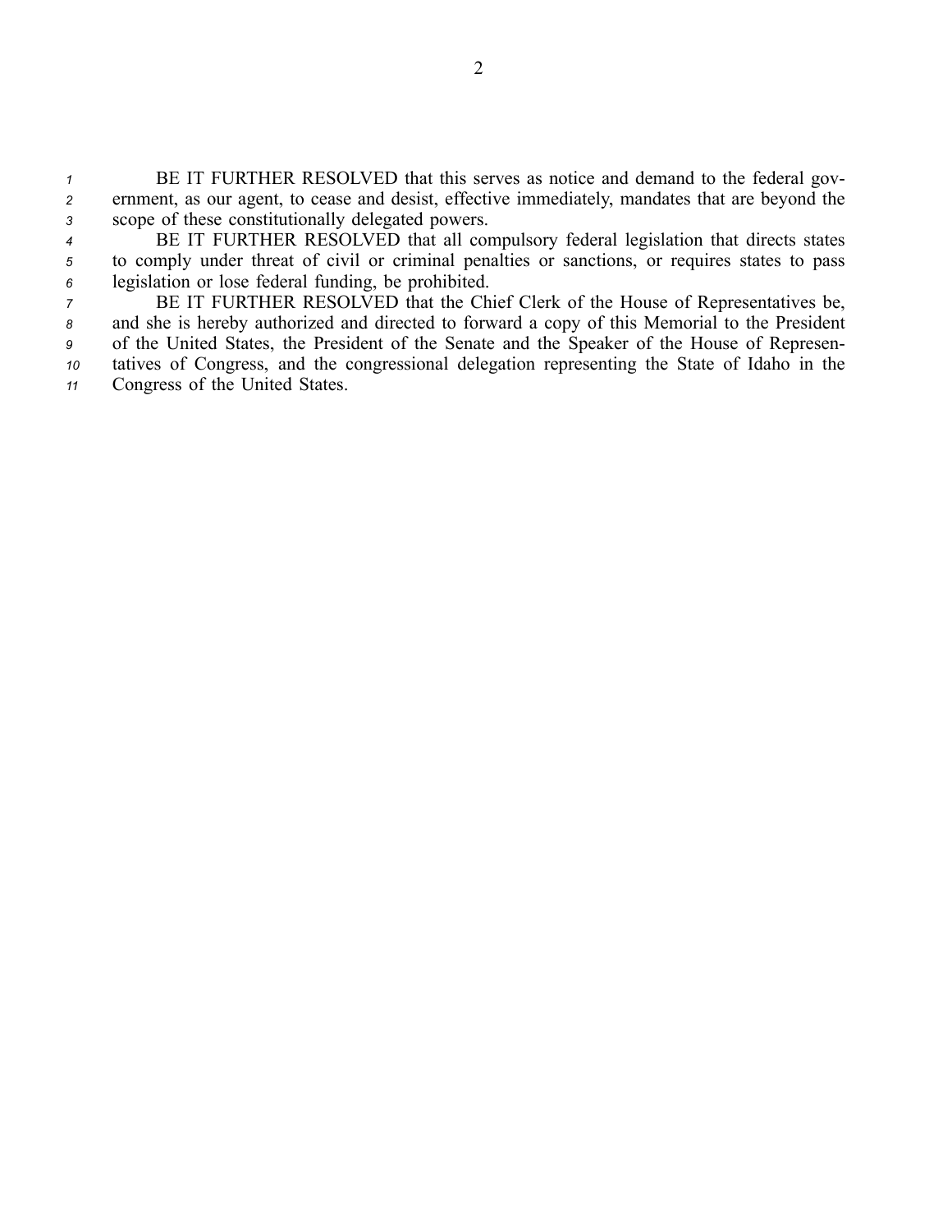BE IT FURTHER RESOLVED that this serves as notice and demand to the federal government, as our agent, to cease and desist, effective immediately, mandates that are beyond the scope of these constitutionally delegated powers.

BE IT FURTHER RESOLVED that all compulsory federal legislation that directs states to comply under threat of civil or criminal penalties or sanctions, or requires states to pass legislation or lose federal funding, be prohibited.

BE IT FURTHER RESOLVED that the Chief Clerk of the House of Representatives be, and she is hereby authorized and directed to forward a copy of this Memorial to the President of the United States, the President of the Senate and the Speaker of the House of Representatives of Congress, and the congressional delegation representing the State of Idaho in the Congress of the United States.